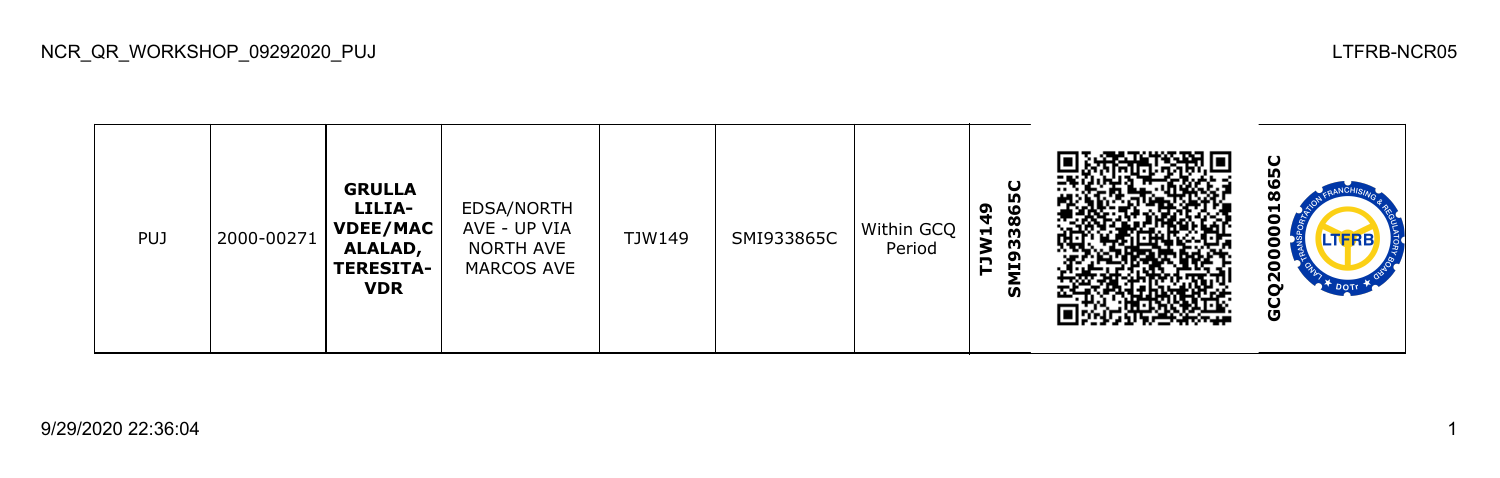NCR_QR_WORKSHOP_09292020_PUJ

LTFRB-NCR05

| PUJ | 2000-00271 | **GRULLA LILIA-VDEE/MACALALAD, TERESITA-VDR** | EDSA/NORTH AVE - UP VIA NORTH AVE MARCOS AVE | TJW149 | SMI933865C | Within GCQ Period | **TJW149 SMI933865C** | | **GCQ2000001865C** |
|---|---|---|---|---|---|---|---|---|---|

9/29/2020 22:36:04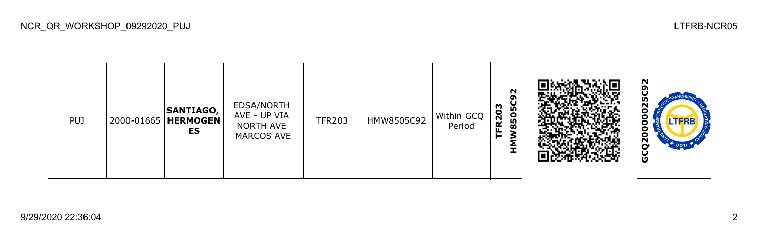NCR_QR_WORKSHOP_09292020_PUJ

LTFRB-NCR05

| | | | | | | | | | |
|---|---|---|---|---|---|---|---|---|---|
| PUJ | 2000-01665 | **SANTIAGO, HERMOGENES** | EDSA/NORTH AVE - UP VIA NORTH AVE MARCOS AVE | TFR203 | HMW8505C92 | Within GCQ Period | **TFR203 HMW8505C92** | | **GCQ20000025C92** |

9/29/2020 22:36:04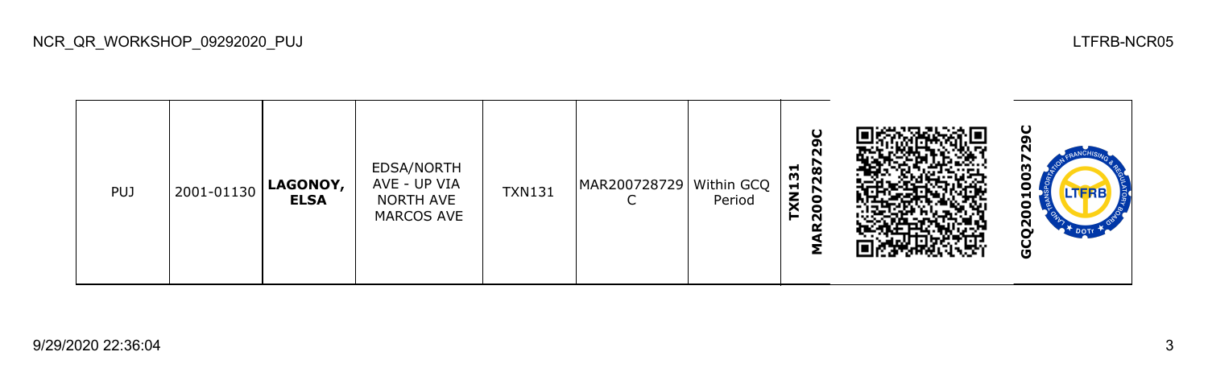| PUJ | 2001-01130 | **LAGONOY, ELSA** | EDSA/NORTH AVE - UP VIA NORTH AVE MARCOS AVE | TXN131 | MAR200728729C | Within GCQ Period | **TXN131 MAR200728729C** | | **GCQ2001003729C** |
|---|---|---|---|---|---|---|---|---|---|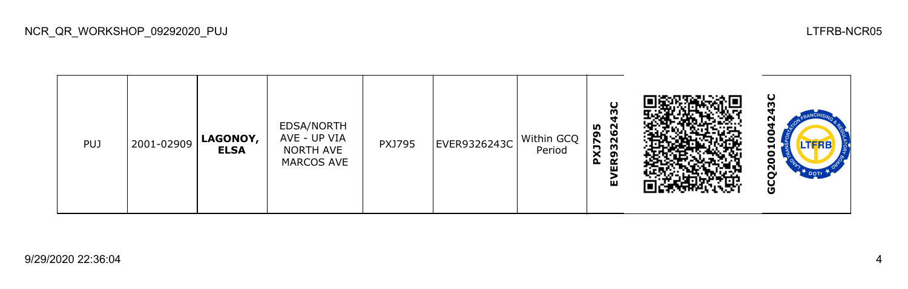| PUJ | 2001-02909 | **LAGONOY, ELSA** | EDSA/NORTH AVE - UP VIA NORTH AVE MARCOS AVE | PXJ795 | EVER9326243C | Within GCQ Period | **PXJ795 EVER9326243C** | | **GCQ2001004243C** |
|---|---|---|---|---|---|---|---|---|---|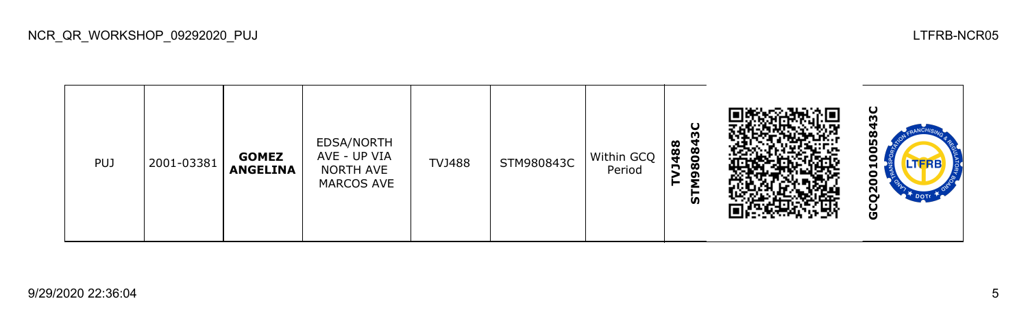| PUJ | 2001-03381 | **GOMEZ ANGELINA** | EDSA/NORTH AVE - UP VIA NORTH AVE MARCOS AVE | TVJ488 | STM980843C | Within GCQ Period | **TVJ488 STM980843C** | | **GCQ2001005843C** |
|---|---|---|---|---|---|---|---|---|---|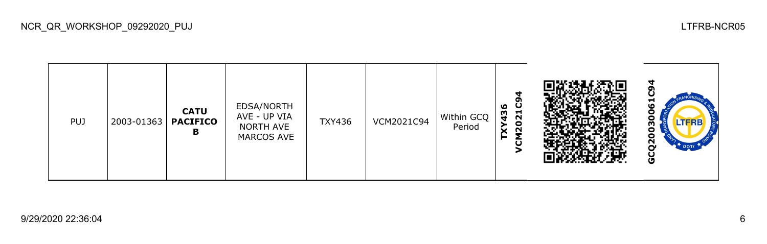| PUJ | 2003-01363 | **CATU PACIFICO B** | EDSA/NORTH AVE - UP VIA NORTH AVE MARCOS AVE | TXY436 | VCM2021C94 | Within GCQ Period | **TXY436 VCM2021C94** | | **GCQ20030061C94** |
|---|---|---|---|---|---|---|---|---|---|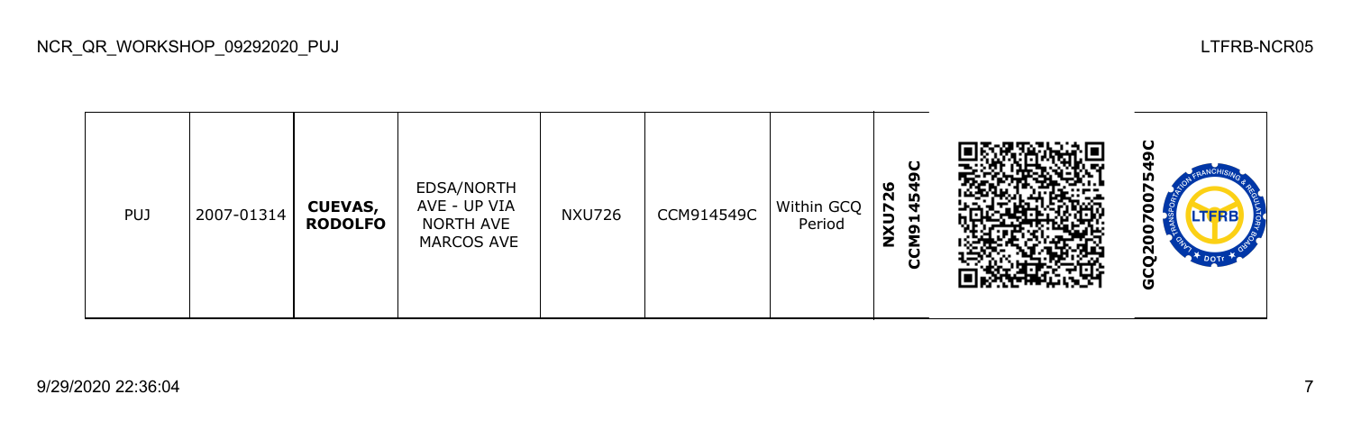| PUJ | 2007-01314 | **CUEVAS, RODOLFO** | EDSA/NORTH AVE - UP VIA NORTH AVE MARCOS AVE | NXU726 | CCM914549C | Within GCQ Period | **NXU726 CCM914549C** | | **GCQ200700754​9C** |
|---|---|---|---|---|---|---|---|---|---|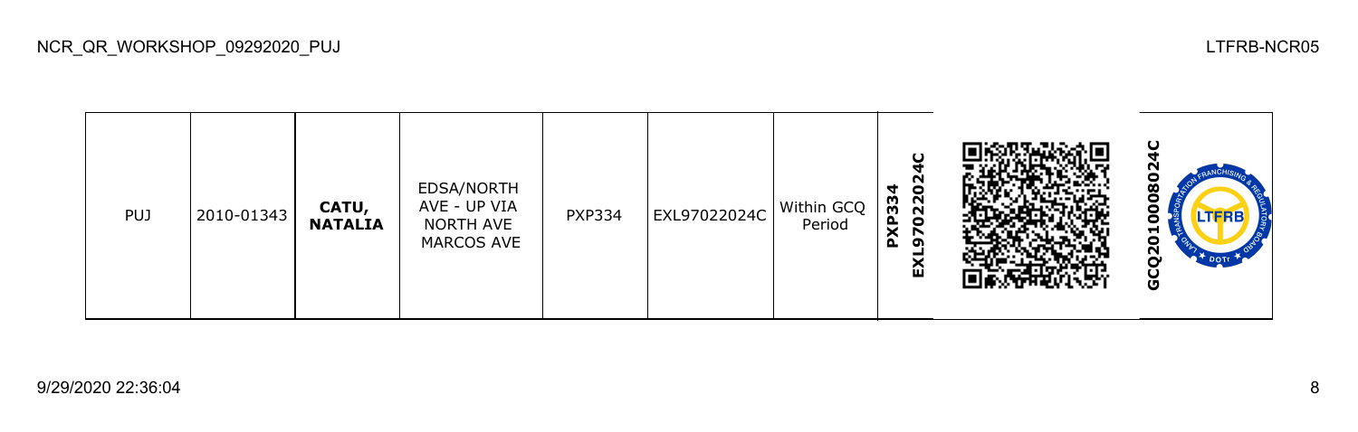| PUJ | 2010-01343 | **CATU, NATALIA** | EDSA/NORTH AVE - UP VIA NORTH AVE MARCOS AVE | PXP334 | EXL97022024C | Within GCQ Period | **PXP334 EXL97022024C** | | **GCQ201000802 4C** |
|---|---|---|---|---|---|---|---|---|---|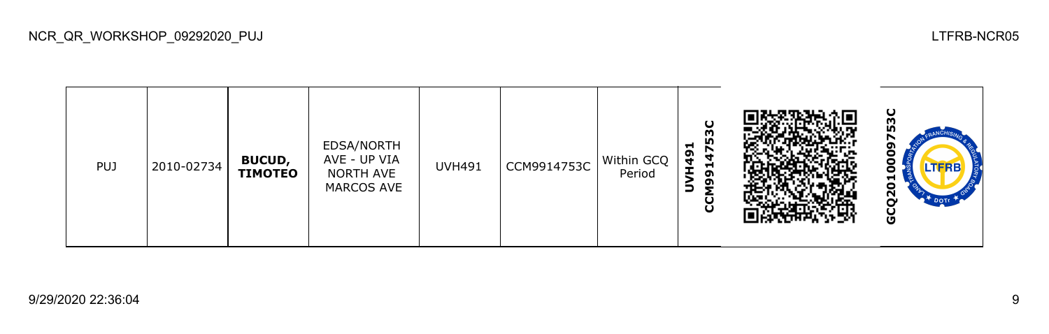| PUJ | 2010-02734 | **BUCUD, TIMOTEO** | EDSA/NORTH AVE - UP VIA NORTH AVE MARCOS AVE | UVH491 | CCM9914753C | Within GCQ Period | **UVH491 CCM9914753C** | | **GCQ2010009753C** |
|---|---|---|---|---|---|---|---|---|---|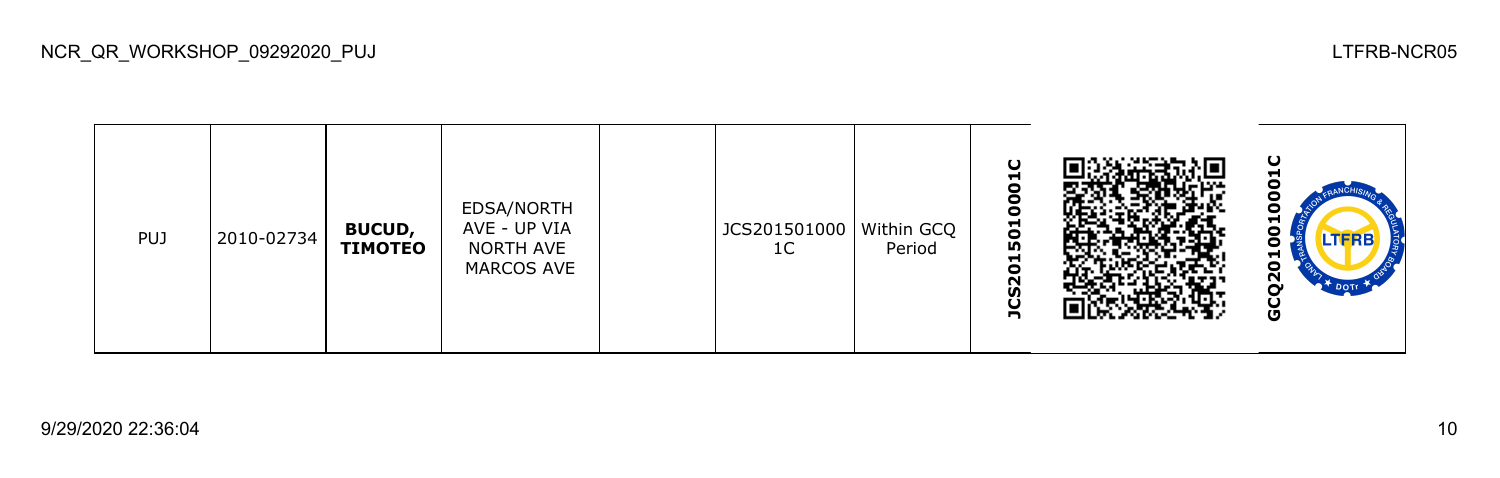| PUJ | 2010-02734 | **BUCUD, TIMOTEO** | EDSA/NORTH AVE - UP VIA NORTH AVE MARCOS AVE | | JCS2015010001C | Within GCQ Period | **JCS2015010001C** | | **GCQ2010010001C** |
|---|---|---|---|---|---|---|---|---|---|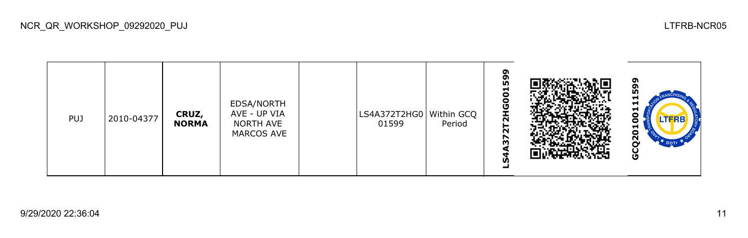| PUJ | 2010-04377 | **CRUZ, NORMA** | EDSA/NORTH AVE - UP VIA NORTH AVE MARCOS AVE | | LS4A372T2HG0 01599 | Within GCQ Period | **LS4A372T2HG001599** | | **GCQ201001115599** |
|---|---|---|---|---|---|---|---|---|---|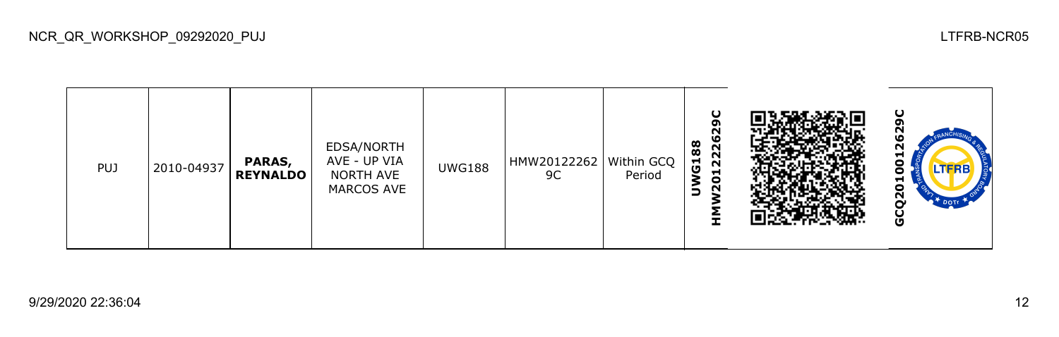| PUJ | 2010-04937 | **PARAS, REYNALDO** | EDSA/NORTH AVE - UP VIA NORTH AVE MARCOS AVE | UWG188 | HMW20122262 9C | Within GCQ Period | **UWG188 HMW20122629C** | | **GCQ2010012629C** |
|---|---|---|---|---|---|---|---|---|---|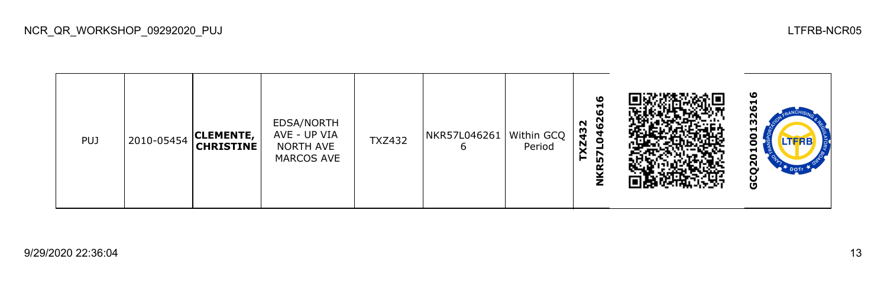| PUJ | 2010-05454 | **CLEMENTE, CHRISTINE** | EDSA/NORTH AVE - UP VIA NORTH AVE MARCOS AVE | TXZ432 | NKR57L0462616 | Within GCQ Period | **TXZ432 NKR57L0462616** | | **GCQ20100132616** |
|---|---|---|---|---|---|---|---|---|---|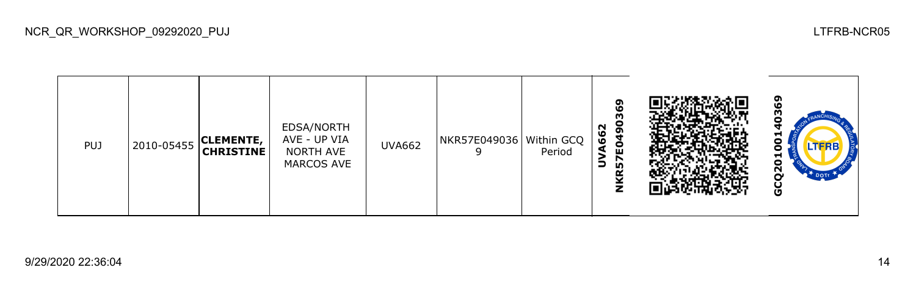| PUJ | 2010-05455 | **CLEMENTE, CHRISTINE** | EDSA/NORTH AVE - UP VIA NORTH AVE MARCOS AVE | UVA662 | NKR57E0490369 | Within GCQ Period | **UVA662 NKR57E0490369** | | **GCQ20100140369** |
|---|---|---|---|---|---|---|---|---|---|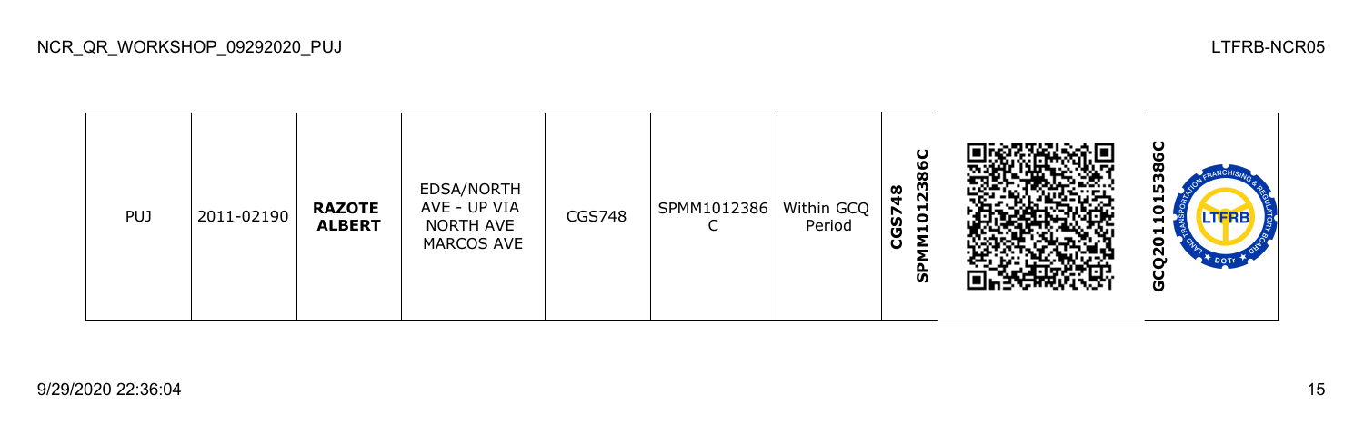| PUJ | 2011-02190 | **RAZOTE ALBERT** | EDSA/NORTH AVE - UP VIA NORTH AVE MARCOS AVE | CGS748 | SPMM1012386C | Within GCQ Period | **CGS748 SPMM1012386C** | | **GCQ2011015386C** |
|---|---|---|---|---|---|---|---|---|---|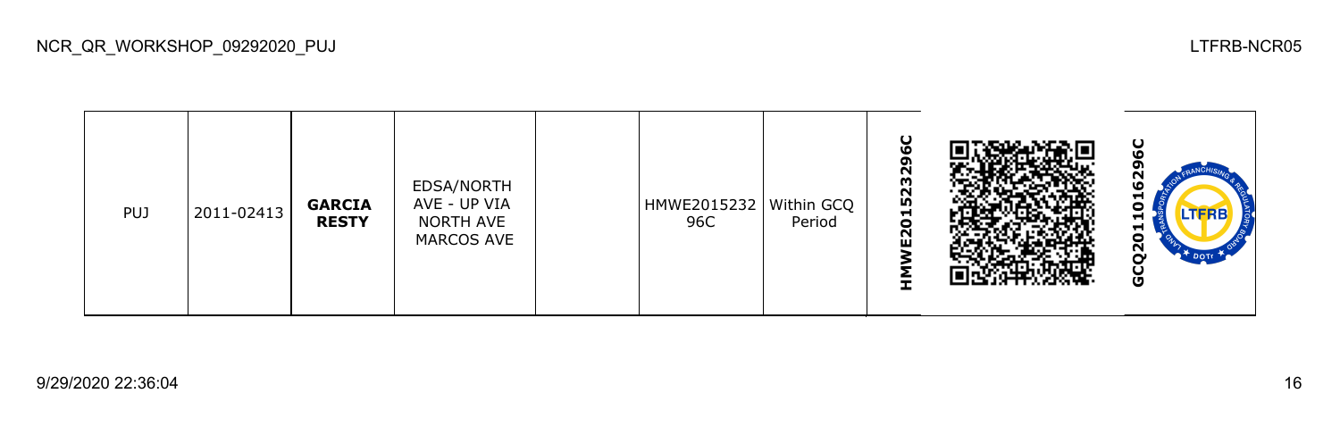| PUJ | 2011-02413 | **GARCIA RESTY** | EDSA/NORTH AVE - UP VIA NORTH AVE MARCOS AVE | | HMWE201523296C | Within GCQ Period | **HMWE201523296C** | | **GCQ20110162296C** |
|---|---|---|---|---|---|---|---|---|---|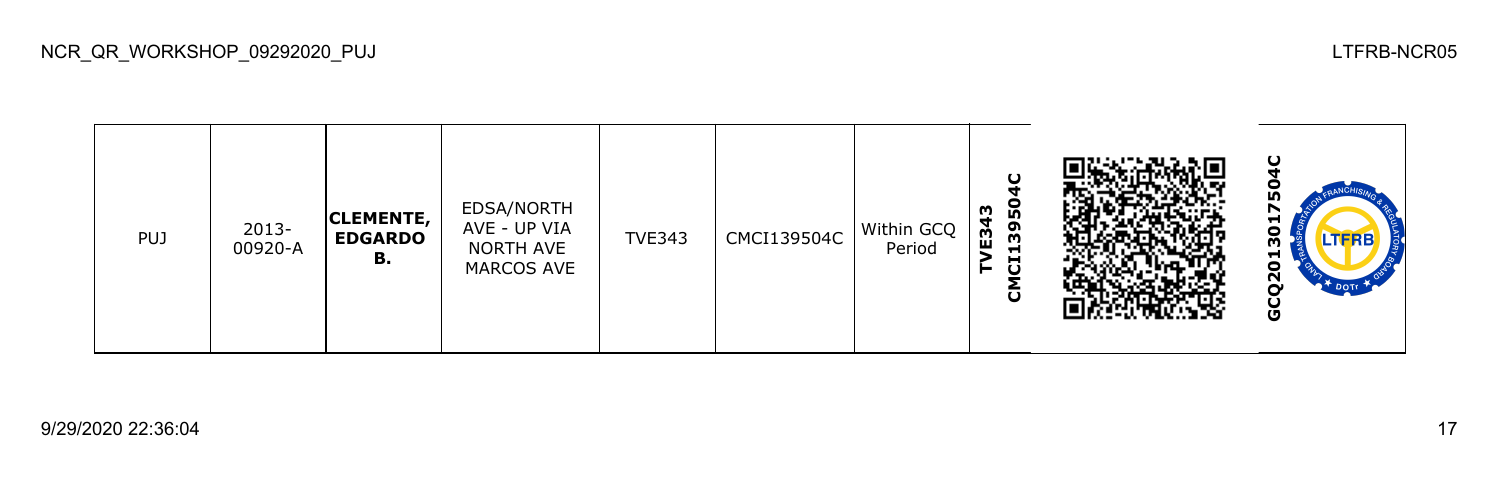| PUJ | 2013-00920-A | **CLEMENTE, EDGARDO B.** | EDSA/NORTH AVE - UP VIA NORTH AVE MARCOS AVE | TVE343 | CMCI139504C | Within GCQ Period | **TVE343 CMCI139504C** | | **GCQ2013017504C** |
|---|---|---|---|---|---|---|---|---|---|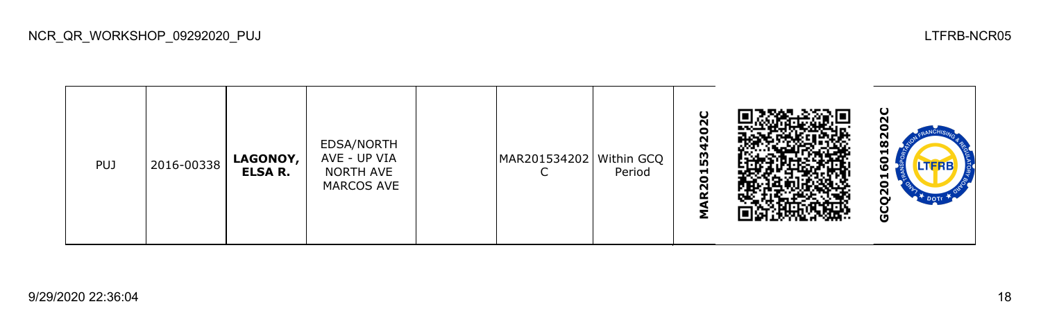NCR_QR_WORKSHOP_09292020_PUJ

LTFRB-NCR05

| PUJ | 2016-00338 | **LAGONOY, ELSA R.** | EDSA/NORTH AVE - UP VIA NORTH AVE MARCOS AVE | | MAR201534202C | Within GCQ Period | **MAR201534202C** | | **GCQ2016018202C** |
|---|---|---|---|---|---|---|---|---|---|

9/29/2020 22:36:04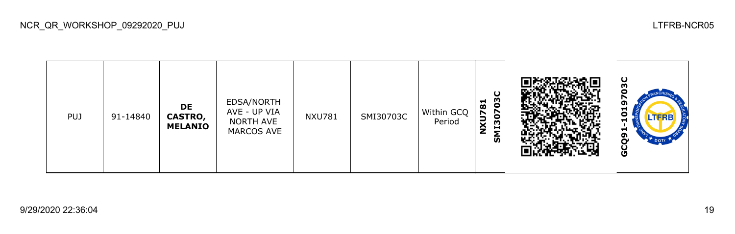| PUJ | 91-14840 | **DE CASTRO, MELANIO** | EDSA/NORTH AVE - UP VIA NORTH AVE MARCOS AVE | NXU781 | SMI30703C | Within GCQ Period | **NXU781 SMI30703C** | | **GCQ91-1019703C** |
|---|---|---|---|---|---|---|---|---|---|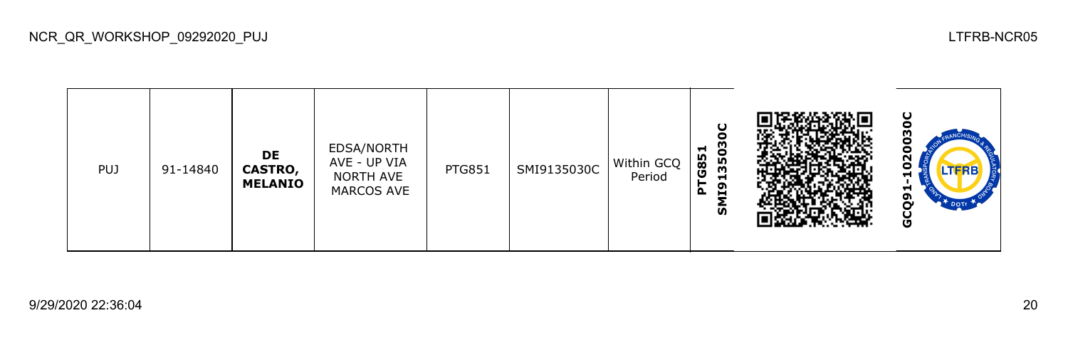| PUJ | 91-14840 | **DE CASTRO, MELANIO** | EDSA/NORTH AVE - UP VIA NORTH AVE MARCOS AVE | PTG851 | SMI9135030C | Within GCQ Period | **PTG851 SMI9135030C** | | **GCQ91-1020030C** |
|---|---|---|---|---|---|---|---|---|---|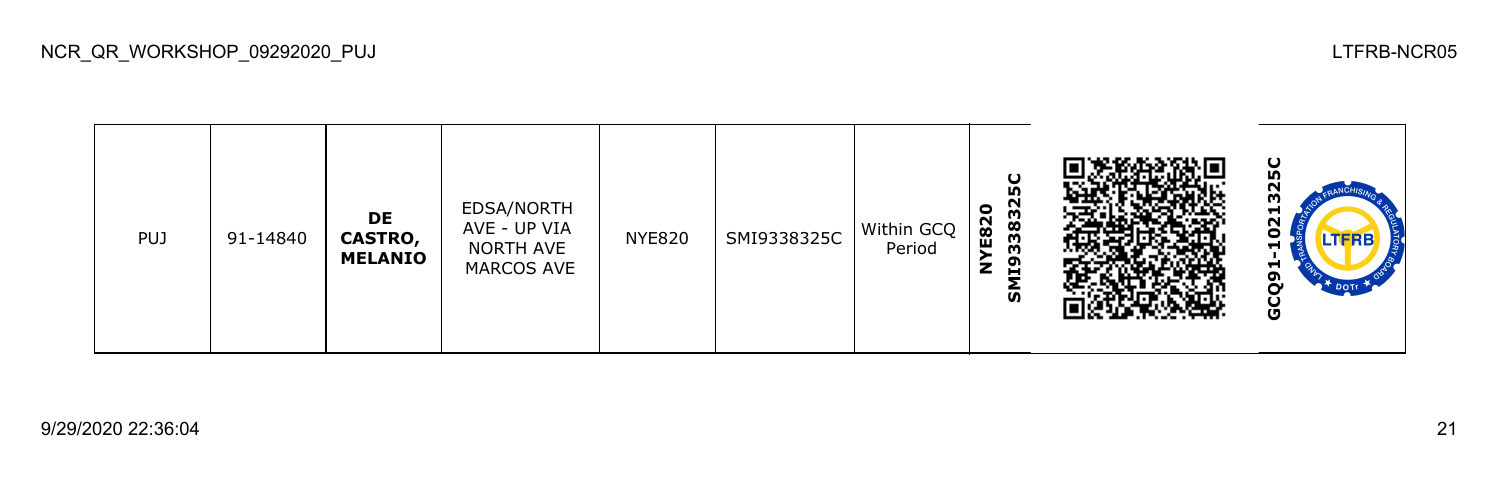| PUJ | 91-14840 | **DE CASTRO, MELANIO** | EDSA/NORTH AVE - UP VIA NORTH AVE MARCOS AVE | NYE820 | SMI9338325C | Within GCQ Period | **NYE820 SMI9338325C** | | **GCQ91-1021325C** |
|---|---|---|---|---|---|---|---|---|---|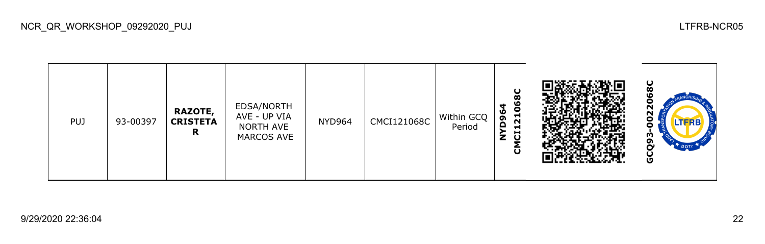| PUJ | 93-00397 | **RAZOTE, CRISTETA R** | EDSA/NORTH AVE - UP VIA NORTH AVE MARCOS AVE | NYD964 | CMCI121068C | Within GCQ Period | **NYD964 CMCI121068C** | | **GCQ93-0022068C** |
|---|---|---|---|---|---|---|---|---|---|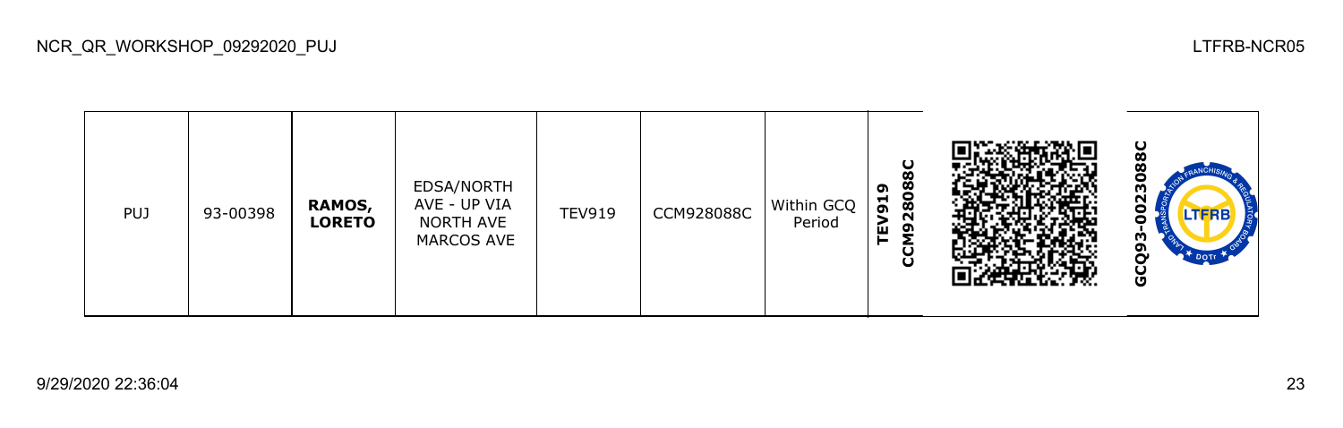| PUJ | 93-00398 | **RAMOS, LORETO** | EDSA/NORTH AVE - UP VIA NORTH AVE MARCOS AVE | TEV919 | CCM928088C | Within GCQ Period | **TEV919 CCM928088C** | | **GCQ93-0023088C** |
|---|---|---|---|---|---|---|---|---|---|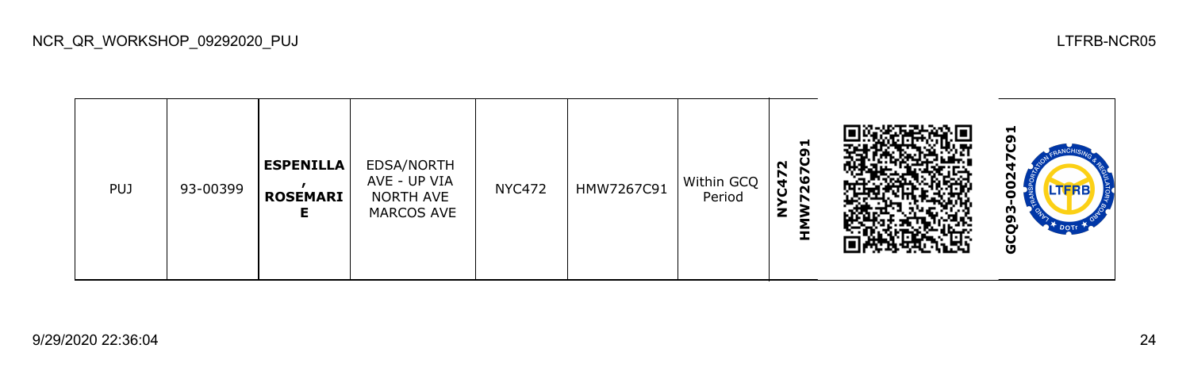| PUJ | 93-00399 | **ESPENILLA, ROSEMARIE** | EDSA/NORTH AVE - UP VIA NORTH AVE MARCOS AVE | NYC472 | HMW7267C91 | Within GCQ Period | **NYC472 HMW7267C91** | | **GCQ93-00247C91** |
|---|---|---|---|---|---|---|---|---|---|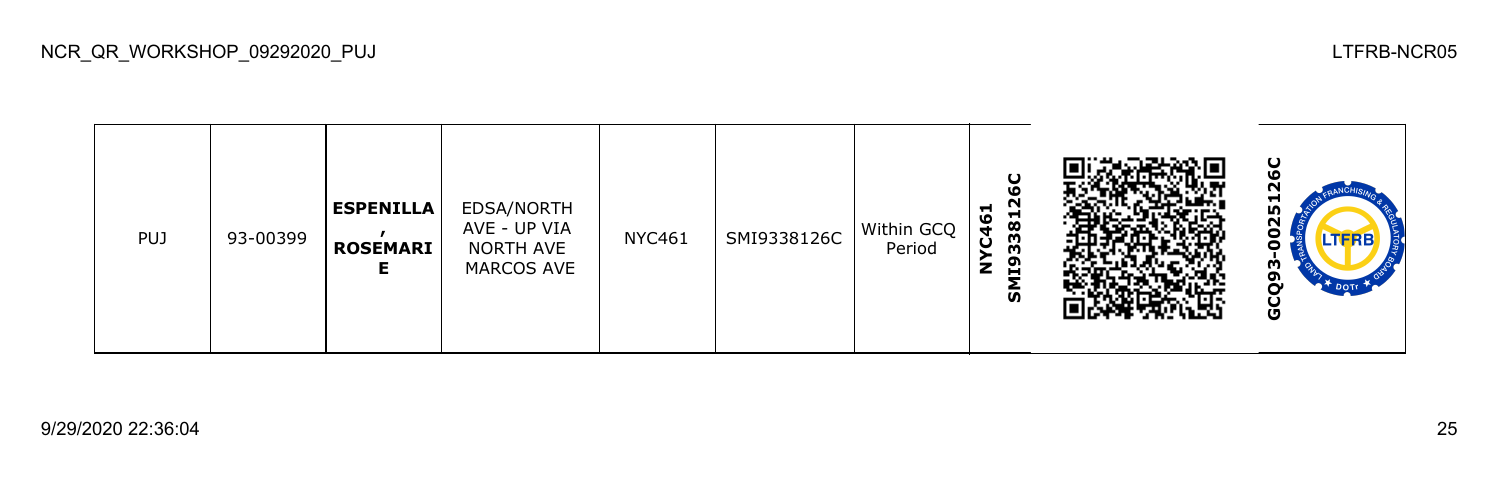| PUJ | 93-00399 | **ESPENILLA , ROSEMARIE** | EDSA/NORTH AVE - UP VIA NORTH AVE MARCOS AVE | NYC461 | SMI9338126C | Within GCQ Period | **NYC461 SMI9338126C** | | **GCQ93-0025126C** |
|---|---|---|---|---|---|---|---|---|---|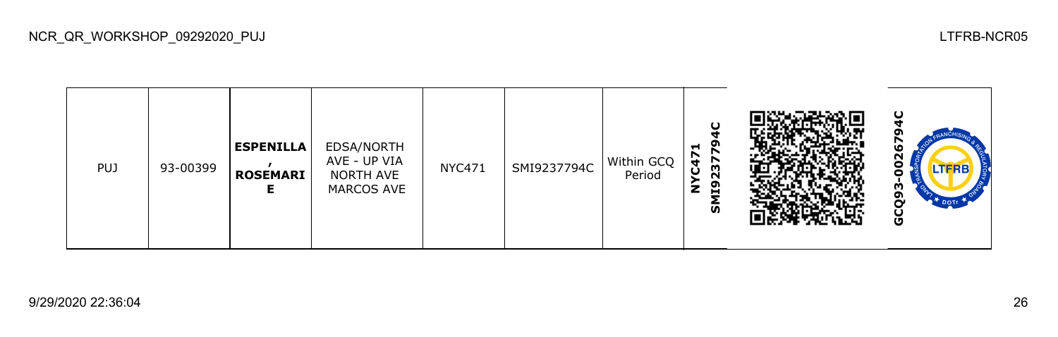| PUJ | 93-00399 | **ESPENILLA , ROSEMARIE** | EDSA/NORTH AVE - UP VIA NORTH AVE MARCOS AVE | NYC471 | SMI9237794C | Within GCQ Period | **NYC471 SMI9237794C** | | **GCQ93-0026794C** |
|---|---|---|---|---|---|---|---|---|---|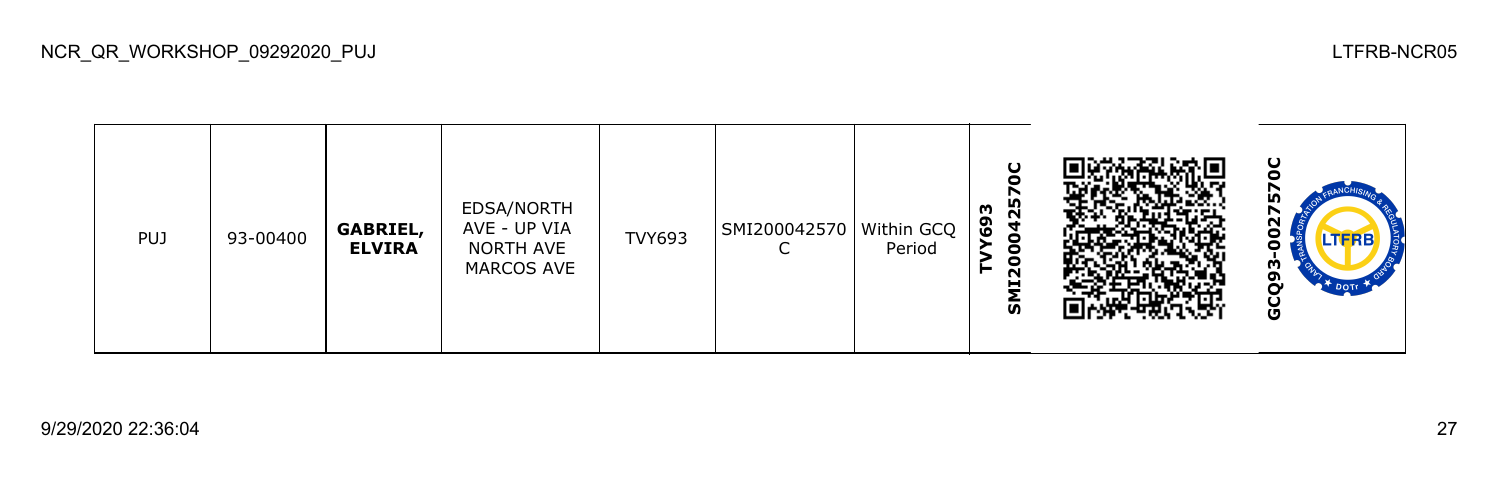| PUJ | 93-00400 | **GABRIEL, ELVIRA** | EDSA/NORTH AVE - UP VIA NORTH AVE MARCOS AVE | TVY693 | SMI200042570C | Within GCQ Period | **TVY693 SMI200042570C** | | **GCQ93-0027570C** |
|---|---|---|---|---|---|---|---|---|---|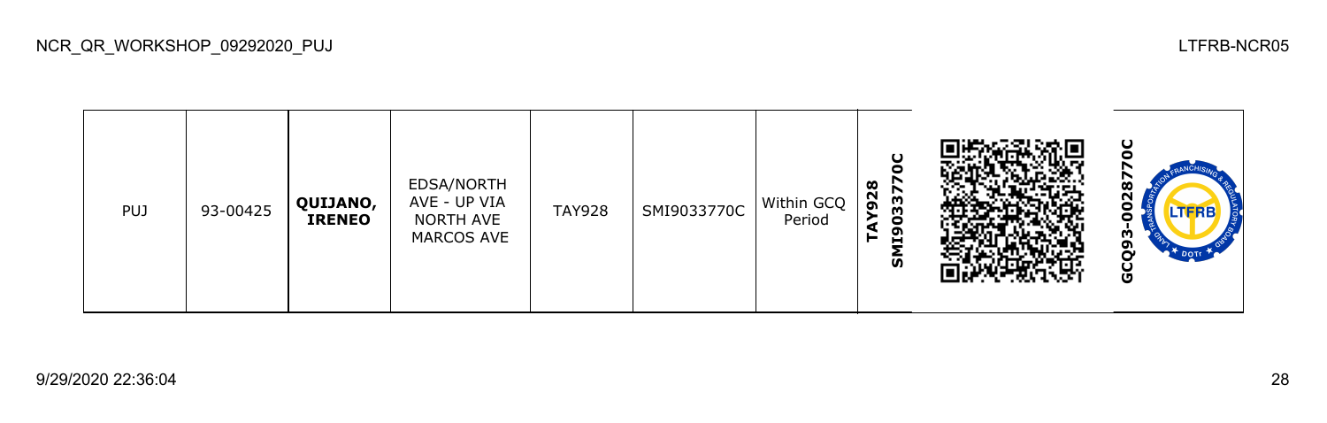| PUJ | 93-00425 | **QUIJANO, IRENEO** | EDSA/NORTH AVE - UP VIA NORTH AVE MARCOS AVE | TAY928 | SMI9033770C | Within GCQ Period | **TAY928 SMI9033770C** | | **GCQ93-0028770C** |
|---|---|---|---|---|---|---|---|---|---|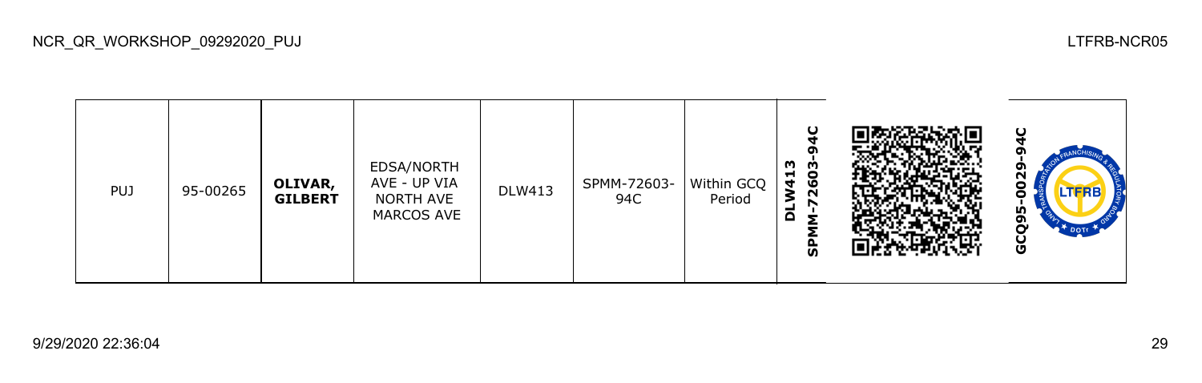| PUJ | 95-00265 | **OLIVAR, GILBERT** | EDSA/NORTH AVE - UP VIA NORTH AVE MARCOS AVE | DLW413 | SPMM-72603-94C | Within GCQ Period | **DLW413 SPMM-72603-94C** | | **GCQ95-0029-94C** |
|---|---|---|---|---|---|---|---|---|---|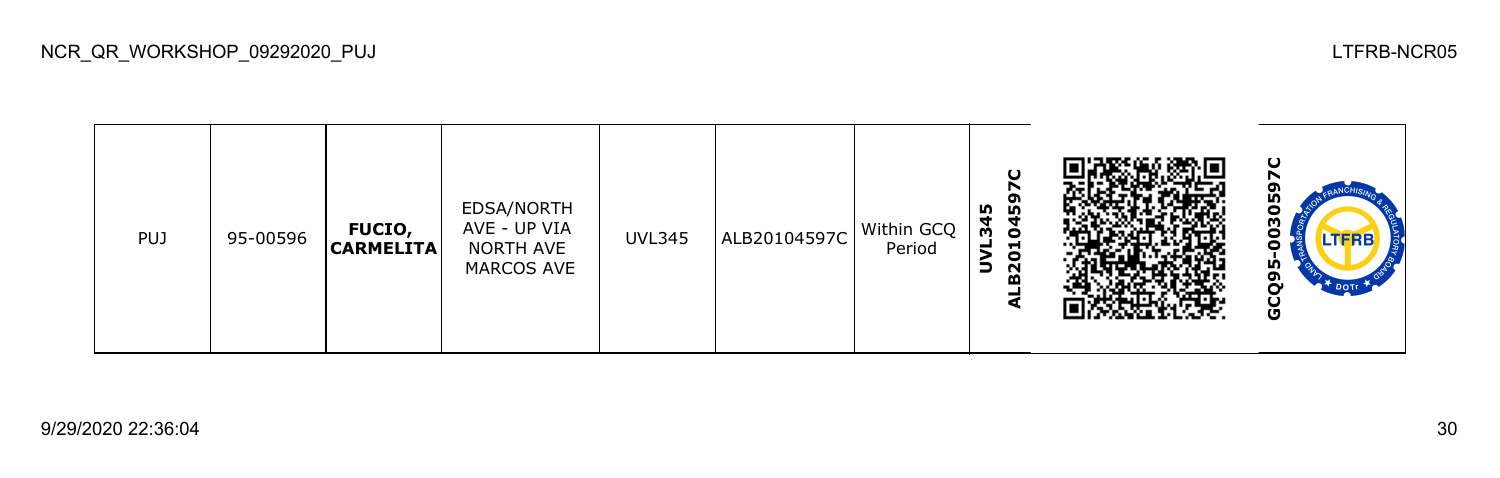| PUJ | 95-00596 | **FUCIO, CARMELITA** | EDSA/NORTH AVE - UP VIA NORTH AVE MARCOS AVE | UVL345 | ALB20104597C | Within GCQ Period | **UVL345 ALB20104597C** | | **GCQ95-0030597C** |
|---|---|---|---|---|---|---|---|---|---|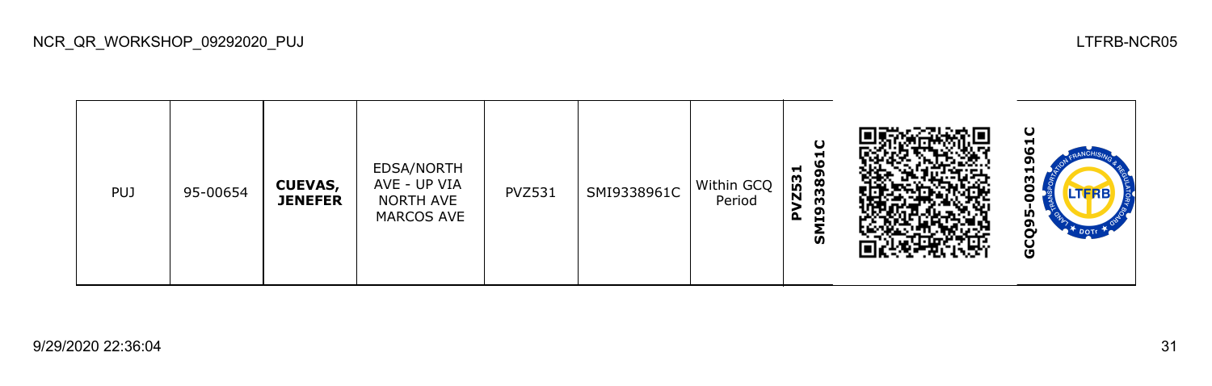| PUJ | 95-00654 | **CUEVAS, JENEFER** | EDSA/NORTH AVE - UP VIA NORTH AVE MARCOS AVE | PVZ531 | SMI9338961C | Within GCQ Period | **PVZ531 SMI9338961C** | | **GCQ95-0031961C** |
|---|---|---|---|---|---|---|---|---|---|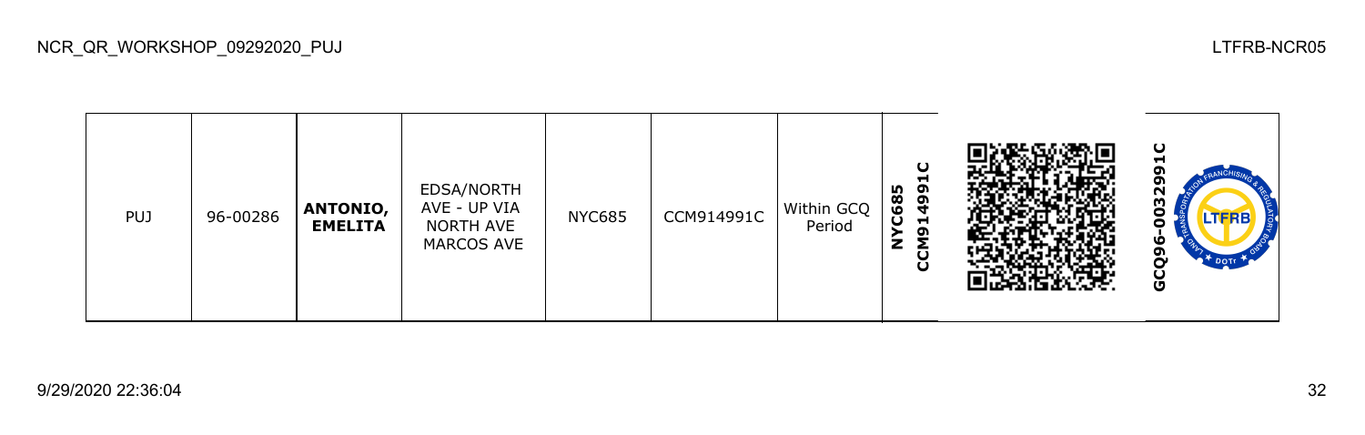| PUJ | 96-00286 | **ANTONIO, EMELITA** | EDSA/NORTH AVE - UP VIA NORTH AVE MARCOS AVE | NYC685 | CCM914991C | Within GCQ Period | **NYC685 CCM914991C** | | **GCQ96-0032991C** |
|---|---|---|---|---|---|---|---|---|---|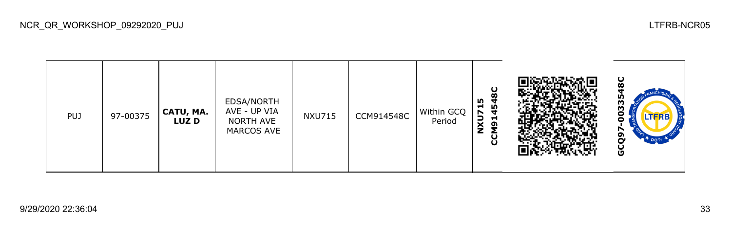| PUJ | 97-00375 | **CATU, MA. LUZ D** | EDSA/NORTH AVE - UP VIA NORTH AVE MARCOS AVE | NXU715 | CCM914548C | Within GCQ Period | **NXU715 CCM914548C** | | **GCQ97-0033548C** |
|---|---|---|---|---|---|---|---|---|---|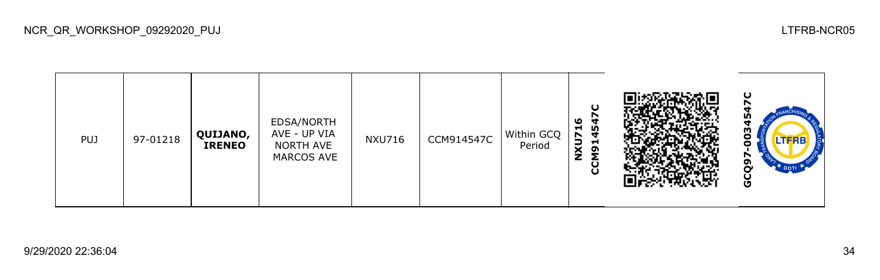| PUJ | 97-01218 | **QUIJANO, IRENEO** | EDSA/NORTH AVE - UP VIA NORTH AVE MARCOS AVE | NXU716 | CCM914547C | Within GCQ Period | **NXU716 CCM914547C** | | **GCQ97-0034547C** |
|---|---|---|---|---|---|---|---|---|---|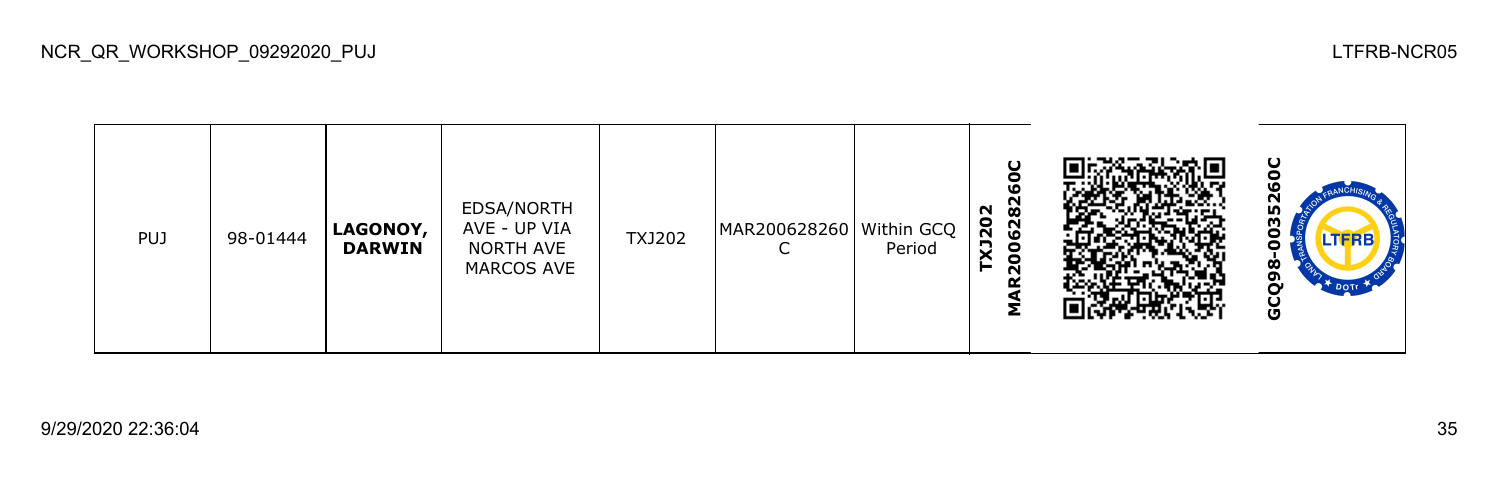| PUJ | 98-01444 | **LAGONOY, DARWIN** | EDSA/NORTH AVE - UP VIA NORTH AVE MARCOS AVE | TXJ202 | MAR200628260C | Within GCQ Period | **TXJ202 MAR200628260C** | | **GCQ98-0035260C** |
|---|---|---|---|---|---|---|---|---|---|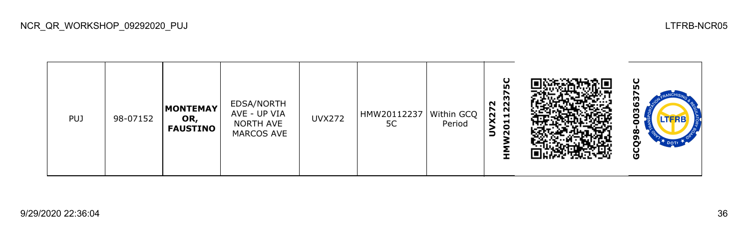| PUJ | 98-07152 | **MONTEMAYOR, FAUSTINO** | EDSA/NORTH AVE - UP VIA NORTH AVE MARCOS AVE | UVX272 | HMW201122375C | Within GCQ Period | **UVX272 HMW201122375C** | | **GCQ98-0036375C** |
|---|---|---|---|---|---|---|---|---|---|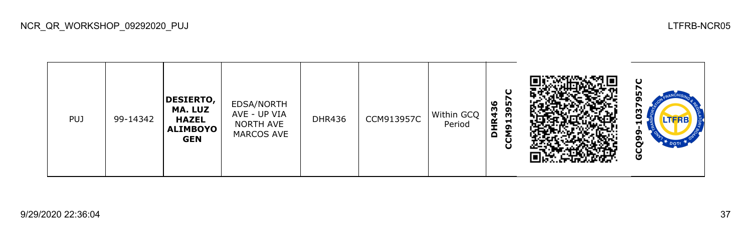| | | | | | | | | | |
|---|---|---|---|---|---|---|---|---|---|
| PUJ | 99-14342 | **DESIERTO, MA. LUZ HAZEL ALIMBOYO GEN** | EDSA/NORTH AVE - UP VIA NORTH AVE MARCOS AVE | DHR436 | CCM913957C | Within GCQ Period | **DHR436 CCM913957C** | | **GCQ99-1037957C** |